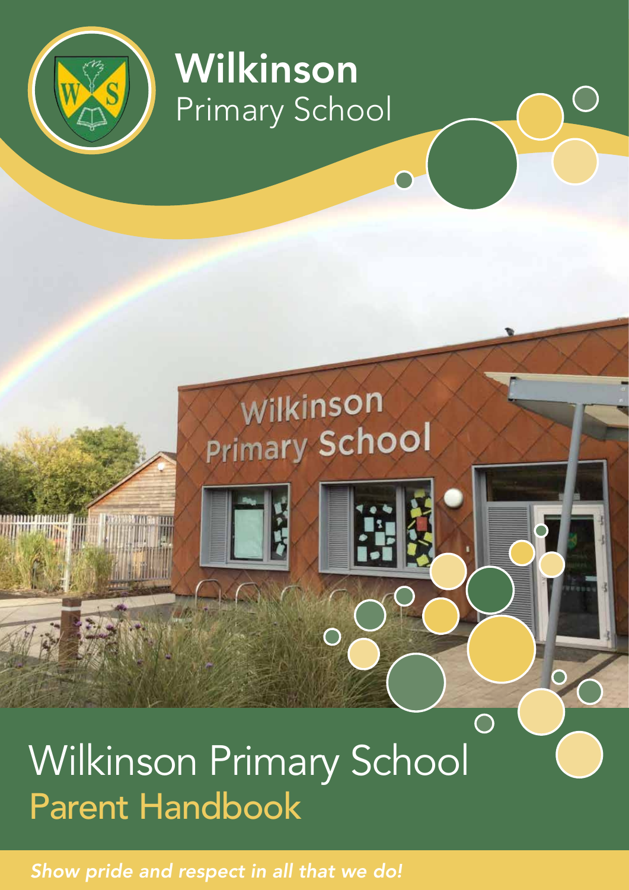# Wilkinson Primary School

# Wilkinson Primary School
## Parent Handbook

*Show pride and respect in all that we do!*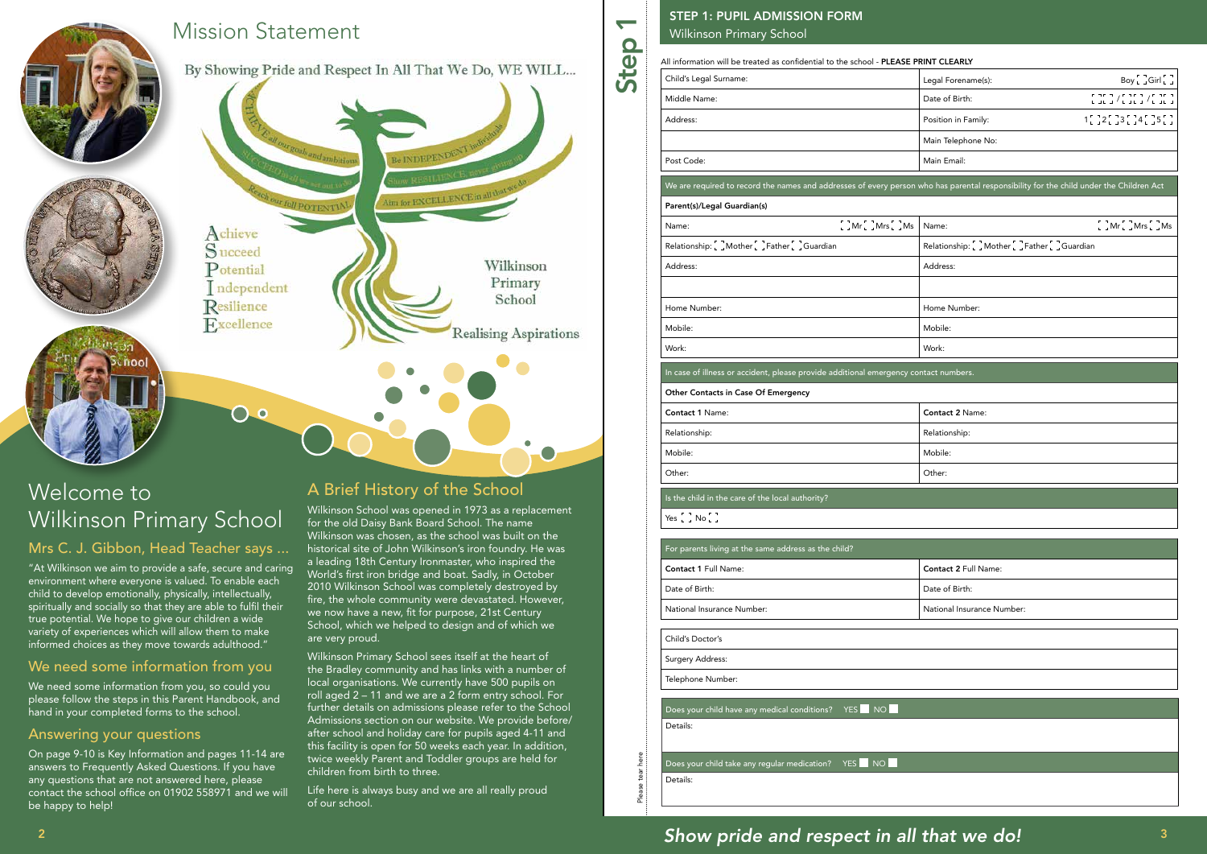# Mission Statement

By Showing Pride and Respect In All That We Do, WE WILL...

ACHIEVE all our goals and ambitions

SUCCEED in all we set out to do

Reach our full POTENTIAL

Be INDEPENDENT individuals

Show RESILIENCE, never giving up

Aim for EXCELLENCE in all that we do

Achieve
Succeed
Potential
Independent
Resilience
Excellence

Wilkinson Primary School

Realising Aspirations

# Welcome to Wilkinson Primary School

## Mrs C. J. Gibbon, Head Teacher says ...

"At Wilkinson we aim to provide a safe, secure and caring environment where everyone is valued. To enable each child to develop emotionally, physically, intellectually, spiritually and socially so that they are able to fulfil their true potential. We hope to give our children a wide variety of experiences which will allow them to make informed choices as they move towards adulthood."

## We need some information from you

We need some information from you, so could you please follow the steps in this Parent Handbook, and hand in your completed forms to the school.

## Answering your questions

On page 9-10 is Key Information and pages 11-14 are answers to Frequently Asked Questions. If you have any questions that are not answered here, please contact the school office on 01902 558971 and we will be happy to help!

## A Brief History of the School

Wilkinson School was opened in 1973 as a replacement for the old Daisy Bank Board School. The name Wilkinson was chosen, as the school was built on the historical site of John Wilkinson's iron foundry. He was a leading 18th Century Ironmaster, who inspired the World's first iron bridge and boat. Sadly, in October 2010 Wilkinson School was completely destroyed by fire, the whole community were devastated. However, we now have a new, fit for purpose, 21st Century School, which we helped to design and of which we are very proud.

Wilkinson Primary School sees itself at the heart of the Bradley community and has links with a number of local organisations. We currently have 500 pupils on roll aged 2 – 11 and we are a 2 form entry school. For further details on admissions please refer to the School Admissions section on our website. We provide before/after school and holiday care for pupils aged 4-11 and this facility is open for 50 weeks each year. In addition, twice weekly Parent and Toddler groups are held for children from birth to three.

Life here is always busy and we are all really proud of our school.

# Step 1

## STEP 1: PUPIL ADMISSION FORM

Wilkinson Primary School

All information will be treated as confidential to the school - **PLEASE PRINT CLEARLY**

| Child's Legal Surname: | Legal Forename(s): Boy [ ] Girl [ ] |
|---|---|
| Middle Name: | Date of Birth: [ ][ ] / [ ][ ] / [ ][ ] |
| Address: | Position in Family: 1[ ] 2[ ] 3[ ] 4[ ] 5[ ] |
| | Main Telephone No: |
| Post Code: | Main Email: |

We are required to record the names and addresses of every person who has parental responsibility for the child under the Children Act

**Parent(s)/Legal Guardian(s)**

| Name: [ ] Mr [ ] Mrs [ ] Ms | Name: [ ] Mr [ ] Mrs [ ] Ms |
|---|---|
| Relationship: [ ] Mother [ ] Father [ ] Guardian | Relationship: [ ] Mother [ ] Father [ ] Guardian |
| Address: | Address: |
| | |
| Home Number: | Home Number: |
| Mobile: | Mobile: |
| Work: | Work: |

In case of illness or accident, please provide additional emergency contact numbers.

**Other Contacts in Case Of Emergency**

| **Contact 1** Name: | **Contact 2** Name: |
|---|---|
| Relationship: | Relationship: |
| Mobile: | Mobile: |
| Other: | Other: |

Is the child in the care of the local authority?

Yes [ ] No [ ]

For parents living at the same address as the child?

| **Contact 1** Full Name: | **Contact 2** Full Name: |
|---|---|
| Date of Birth: | Date of Birth: |
| National Insurance Number: | National Insurance Number: |

Child's Doctor's

Surgery Address:

Telephone Number:

Does your child have any medical conditions? YES [ ] NO [ ]

Details:

Does your child take any regular medication? YES [ ] NO [ ]

Details:

Please tear here

*Show pride and respect in all that we do!*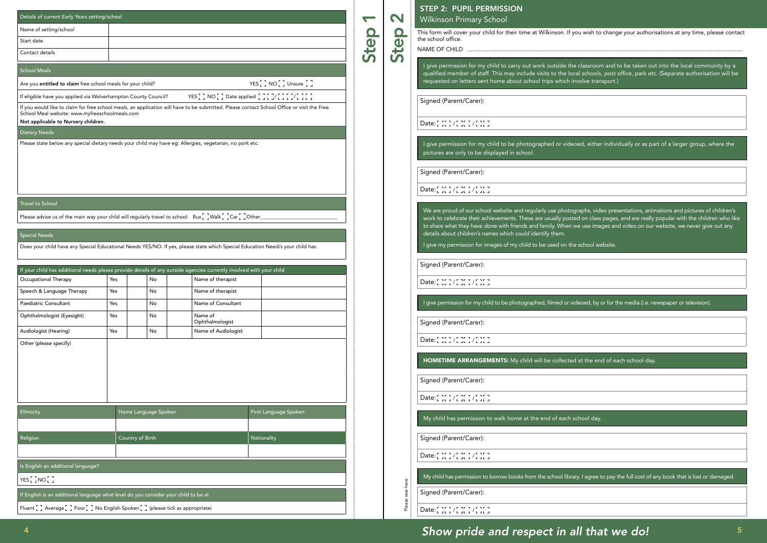| Details of current Early Years setting/school | |
|---|---|
| Name of setting/school | |
| Start date | |
| Contact details | |

## School Meals

Are you **entitled to claim** free school meals for your child? YES [ ] NO [ ] Unsure [ ]

If eligible have you applied via Wolverhampton County Council? YES [ ] NO [ ] Date applied [ ][ ]/[ ][ ]/[ ][ ]

If you would like to claim for free school meals, an application will have to be submitted. Please contact School Office or visit the Free School Meal website: www.myfreeschoolmeals.com

**Not applicable to Nursery children.**

## Dietary Needs

Please state below any special dietary needs your child may have eg: Allergies, vegetarian, no pork etc.

## Travel to School

Please advise us of the main way your child will regularly travel to school: Bus [ ] Walk [ ] Car [ ] Other_______________

## Special Needs

Does your child have any Special Educational Needs YES/NO. If yes, please state which Special Education Need/s your child has:

| If your child has additional needs please provide details of any outside agencies currently involved with your child | | | | | | |
|---|---|---|---|---|---|---|
| Occupational Therapy | Yes | | No | | Name of therapist | |
| Speech & Language Therapy | Yes | | No | | Name of therapist | |
| Paediatric Consultant | Yes | | No | | Name of Consultant | |
| Ophthalmologist (Eyesight) | Yes | | No | | Name of Ophthalmologist | |
| Audiologist (Hearing) | Yes | | No | | Name of Audiologist | |
| Other (please specify) | | | | | | |

| Ethnicity | Home Language Spoken | First Language Spoken |
|---|---|---|
| | | |
| **Religion** | **Country of Birth** | **Nationality** |
| | | |

Is English an additional language?

YES [ ] NO [ ]

If English is an additional language what level do you consider your child to be at

Fluent [ ] Average [ ] Poor [ ] No English Spoken [ ] (please tick as appropriate)

Step 1

Step 2

## STEP 2: PUPIL PERMISSION

Wilkinson Primary School

This form will cover your child for their time at Wilkinson. If you wish to change your authorisations at any time, please contact the school office.

NAME OF CHILD ..........................................................................................................

I give permission for my child to carry out work outside the classroom and to be taken out into the local community by a qualified member of staff. This may include visits to the local schools, post office, park etc. (Separate authorisation will be requested on letters sent home about school trips which involve transport.)

Signed (Parent/Carer):

Date: [ ][ ]/[ ][ ]/[ ][ ]

I give permission for my child to be photographed or videoed, either individually or as part of a larger group, where the pictures are only to be displayed in school.

Signed (Parent/Carer):

Date: [ ][ ]/[ ][ ]/[ ][ ]

We are proud of our school website and regularly use photographs, video presentations, animations and pictures of children's work to celebrate their achievements. These are usually posted on class pages, and are really popular with the children who like to share what they have done with friends and family. When we use images and video on our website, we never give out any details about children's names which could identify them.

I give my permission for images of my child to be used on the school website.

Signed (Parent/Carer):

Date: [ ][ ]/[ ][ ]/[ ][ ]

I give permission for my child to be photographed, filmed or videoed, by or for the media (i.e. newspaper or television).

Signed (Parent/Carer):

Date: [ ][ ]/[ ][ ]/[ ][ ]

**HOMETIME ARRANGEMENTS:** My child will be collected at the end of each school day.

Signed (Parent/Carer):

Date: [ ][ ]/[ ][ ]/[ ][ ]

My child has permission to walk home at the end of each school day.

Signed (Parent/Carer):

Date: [ ][ ]/[ ][ ]/[ ][ ]

My child has permission to borrow books from the school library. I agree to pay the full cost of any book that is lost or damaged.

Signed (Parent/Carer):

Date: [ ][ ]/[ ][ ]/[ ][ ]

Please tear here

*Show pride and respect in all that we do!*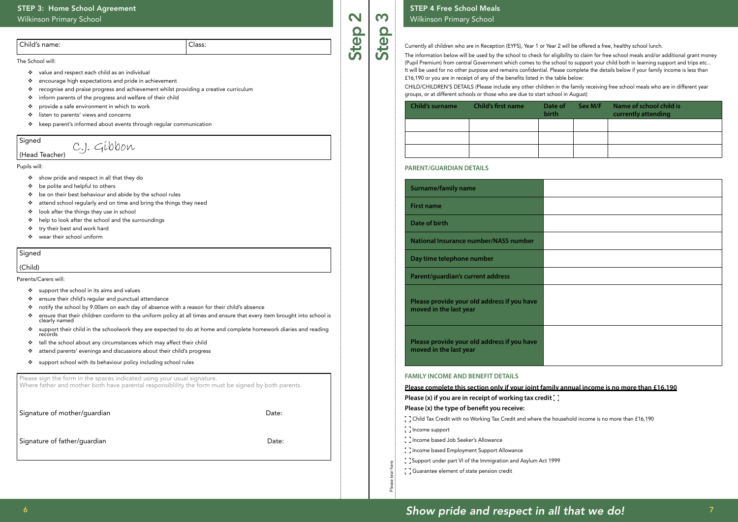## STEP 3: Home School Agreement

Wilkinson Primary School

| Child's name: | Class: |
|---|---|

The School will:

- value and respect each child as an individual
- encourage high expectations and pride in achievement
- recognise and praise progress and achievement whilst providing a creative curriculum
- inform parents of the progress and welfare of their child
- provide a safe environment in which to work
- listen to parents' views and concerns
- keep parent's informed about events through regular communication

Signed (Head Teacher) C.J. Gibbon

Pupils will:

- show pride and respect in all that they do
- be polite and helpful to others
- be on their best behaviour and abide by the school rules
- attend school regularly and on time and bring the things they need
- look after the things they use in school
- help to look after the school and the surroundings
- try their best and work hard
- wear their school uniform

Signed (Child)

Parents/Carers will:

- support the school in its aims and values
- ensure their child's regular and punctual attendance
- notify the school by 9.00am on each day of absence with a reason for their child's absence
- ensure that their children conform to the uniform policy at all times and ensure that every item brought into school is clearly named
- support their child in the schoolwork they are expected to do at home and complete homework diaries and reading records
- tell the school about any circumstances which may affect their child
- attend parents' evenings and discussions about their child's progress
- support school with its behaviour policy including school rules

Please sign the form in the spaces indicated using your usual signature.
Where father and mother both have parental responsiblility the form must be signed by both parents.

Signature of mother/guardian Date:

Signature of father/guardian Date:

Step 2

Step 3

## STEP 4 Free School Meals

Wilkinson Primary School

Currently all children who are in Reception (EYFS), Year 1 or Year 2 will be offered a free, healthy school lunch.

The information below will be used by the school to check for eligibility to claim for free school meals and/or additional grant money (Pupil Premium) from central Government which comes to the school to support your child both in learning support and trips etc... It will be used for no other purpose and remains confidential. Please complete the details below if your family income is less than £16,190 or you are in receipt of any of the benefits listed in the table below:

CHILD/CHILDREN'S DETAILS (Please include any other children in the family receiving free school meals who are in different year groups, or at different schools or those who are due to start school in August)

| Child's surname | Child's first name | Date of birth | Sex M/F | Name of school child is currently attending |
|---|---|---|---|---|
| | | | | |
| | | | | |
| | | | | |

### PARENT/GUARDIAN DETAILS

| | |
|---|---|
| Surname/family name | |
| First name | |
| Date of birth | |
| National Insurance number/NASS number | |
| Day time telephone number | |
| Parent/guardian's current address | |
| Please provide your old address if you have moved in the last year | |
| Please provide your old address if you have moved in the last year | |

### FAMILY INCOME AND BENEFIT DETAILS

**Please complete this section only if your joint family annual income is no more than £16,190**

**Please (x) if you are in receipt of working tax credit [ ]**

**Please (x) the type of benefit you receive:**

[ ] Child Tax Credit with no Working Tax Credit and where the household income is no more than £16,190

[ ] Income support

[ ] Income based Job Seeker's Allowance

[ ] Income based Employment Support Allowance

[ ] Support under part VI of the Immigration and Asylum Act 1999

[ ] Guarantee element of state pension credit

Please tear here

*Show pride and respect in all that we do!*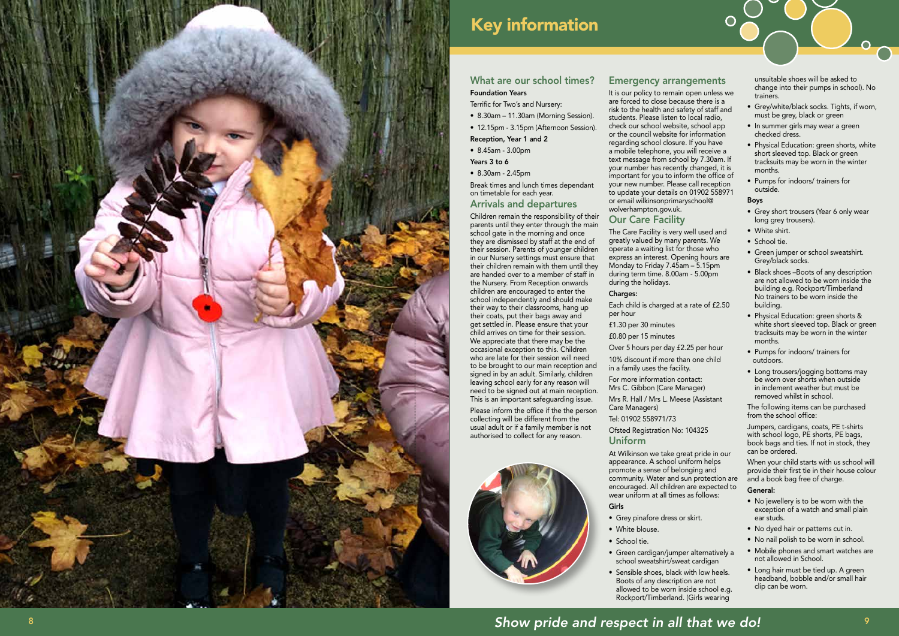# Key information

## What are our school times?

**Foundation Years**

Terrific for Two's and Nursery:

- 8.30am – 11.30am (Morning Session).
- 12.15pm - 3.15pm (Afternoon Session).

**Reception, Year 1 and 2**

- 8.45am - 3.00pm

**Years 3 to 6**

- 8.30am - 2.45pm

Break times and lunch times dependant on timetable for each year.

## Arrivals and departures

Children remain the responsibility of their parents until they enter through the main school gate in the morning and once they are dismissed by staff at the end of their session. Parents of younger children in our Nursery settings must ensure that their children remain with them until they are handed over to a member of staff in the Nursery. From Reception onwards children are encouraged to enter the school independently and should make their way to their classrooms, hang up their coats, put their bags away and get settled in. Please ensure that your child arrives on time for their session. We appreciate that there may be the occasional exception to this. Children who are late for their session will need to be brought to our main reception and signed in by an adult. Similarly, children leaving school early for any reason will need to be signed out at main reception. This is an important safeguarding issue.

Please inform the office if the the person collecting will be different from the usual adult or if a family member is not authorised to collect for any reason.

## Emergency arrangements

It is our policy to remain open unless we are forced to close because there is a risk to the health and safety of staff and students. Please listen to local radio, check our school website, school app or the council website for information regarding school closure. If you have a mobile telephone, you will receive a text message from school by 7.30am. If your number has recently changed, it is important for you to inform the office of your new number. Please call reception to update your details on 01902 558971 or email wilkinsonprimaryschool@wolverhampton.gov.uk.

## Our Care Facility

The Care Facility is very well used and greatly valued by many parents. We operate a waiting list for those who express an interest. Opening hours are Monday to Friday 7.45am – 5.15pm during term time. 8.00am - 5.00pm during the holidays.

**Charges:**

Each child is charged at a rate of £2.50 per hour

£1.30 per 30 minutes

£0.80 per 15 minutes

Over 5 hours per day £2.25 per hour

10% discount if more than one child in a family uses the facility.

For more information contact:
Mrs C. Gibbon (Care Manager)

Mrs R. Hall / Mrs L. Meese (Assistant Care Managers)

Tel: 01902 558971/73

Ofsted Registration No: 104325

## Uniform

At Wilkinson we take great pride in our appearance. A school uniform helps promote a sense of belonging and community. Water and sun protection are encouraged. All children are expected to wear uniform at all times as follows:

**Girls**

- Grey pinafore dress or skirt.
- White blouse.
- School tie.
- Green cardigan/jumper alternatively a school sweatshirt/sweat cardigan
- Sensible shoes, black with low heels. Boots of any description are not allowed to be worn inside school e.g. Rockport/Timberland. (Girls wearing unsuitable shoes will be asked to change into their pumps in school). No trainers.
- Grey/white/black socks. Tights, if worn, must be grey, black or green
- In summer girls may wear a green checked dress.
- Physical Education: green shorts, white short sleeved top. Black or green tracksuits may be worn in the winter months.
- Pumps for indoors/ trainers for outside.

**Boys**

- Grey short trousers (Year 6 only wear long grey trousers).
- White shirt.
- School tie.
- Green jumper or school sweatshirt. Grey/black socks.
- Black shoes –Boots of any description are not allowed to be worn inside the building e.g. Rockport/Timberland No trainers to be worn inside the building.
- Physical Education: green shorts & white short sleeved top. Black or green tracksuits may be worn in the winter months.
- Pumps for indoors/ trainers for outdoors.
- Long trousers/jogging bottoms may be worn over shorts when outside in inclement weather but must be removed whilst in school.

The following items can be purchased from the school office:

Jumpers, cardigans, coats, PE t-shirts with school logo, PE shorts, PE bags, book bags and ties. If not in stock, they can be ordered.

When your child starts with us school will provide their first tie in their house colour and a book bag free of charge.

**General:**

- No jewellery is to be worn with the exception of a watch and small plain ear studs.
- No dyed hair or patterns cut in.
- No nail polish to be worn in school.
- Mobile phones and smart watches are not allowed in School.
- Long hair must be tied up. A green headband, bobble and/or small hair clip can be worn.

*Show pride and respect in all that we do!*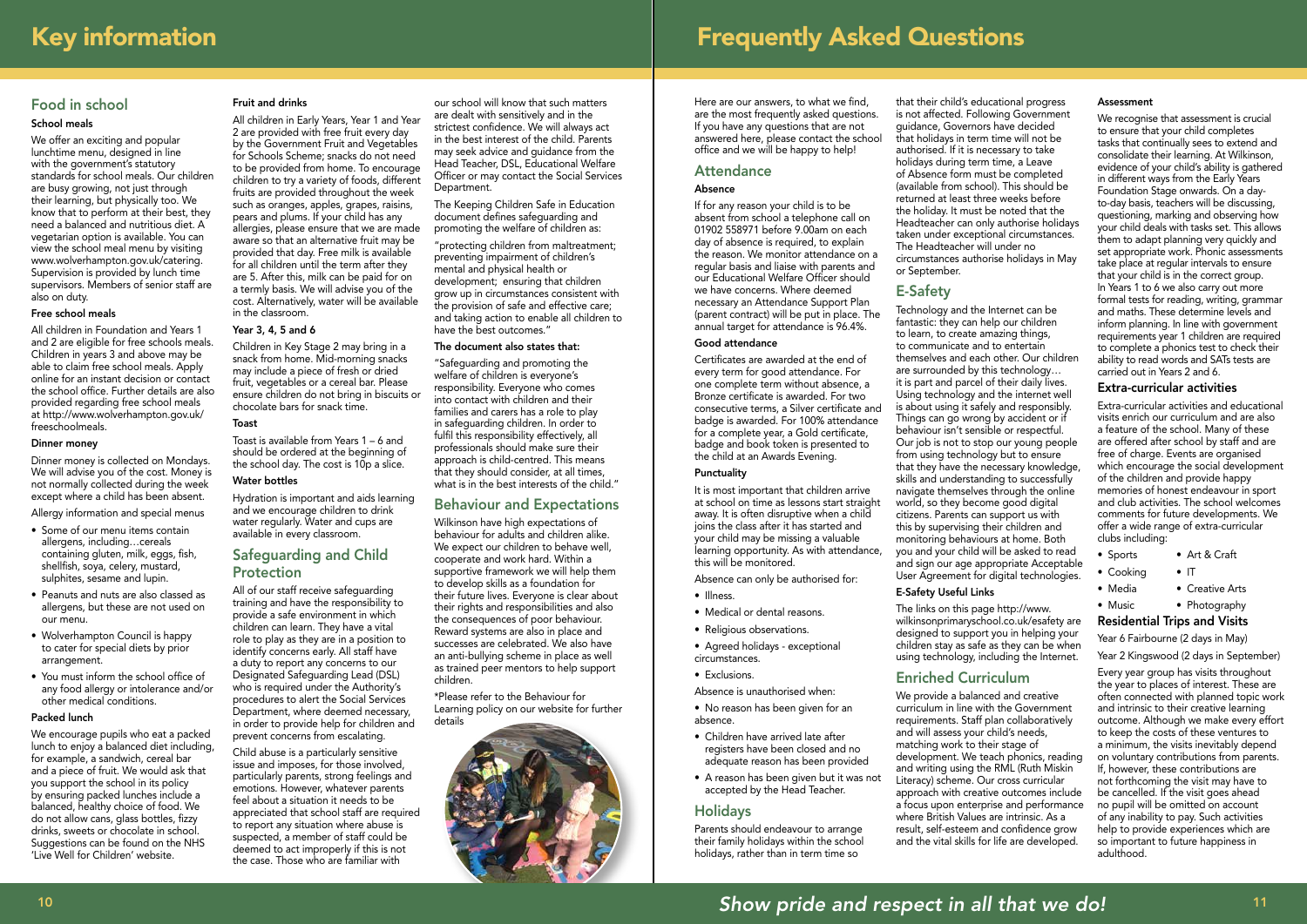# Key information

## Food in school

### School meals

We offer an exciting and popular lunchtime menu, designed in line with the government's statutory standards for school meals. Our children are busy growing, not just through their learning, but physically too. We know that to perform at their best, they need a balanced and nutritious diet. A vegetarian option is available. You can view the school meal menu by visiting www.wolverhampton.gov.uk/catering. Supervision is provided by lunch time supervisors. Members of senior staff are also on duty.

### Free school meals

All children in Foundation and Years 1 and 2 are eligible for free schools meals. Children in years 3 and above may be able to claim free school meals. Apply online for an instant decision or contact the school office. Further details are also provided regarding free school meals at http://www.wolverhampton.gov.uk/freeschoolmeals.

### Dinner money

Dinner money is collected on Mondays. We will advise you of the cost. Money is not normally collected during the week except where a child has been absent.

Allergy information and special menus

- Some of our menu items contain allergens, including…cereals containing gluten, milk, eggs, fish, shellfish, soya, celery, mustard, sulphites, sesame and lupin.
- Peanuts and nuts are also classed as allergens, but these are not used on our menu.
- Wolverhampton Council is happy to cater for special diets by prior arrangement.
- You must inform the school office of any food allergy or intolerance and/or other medical conditions.

### Packed lunch

We encourage pupils who eat a packed lunch to enjoy a balanced diet including, for example, a sandwich, cereal bar and a piece of fruit. We would ask that you support the school in its policy by ensuring packed lunches include a balanced, healthy choice of food. We do not allow cans, glass bottles, fizzy drinks, sweets or chocolate in school. Suggestions can be found on the NHS 'Live Well for Children' website.

### Fruit and drinks

All children in Early Years, Year 1 and Year 2 are provided with free fruit every day by the Government Fruit and Vegetables for Schools Scheme; snacks do not need to be provided from home. To encourage children to try a variety of foods, different fruits are provided throughout the week such as oranges, apples, grapes, raisins, pears and plums. If your child has any allergies, please ensure that we are made aware so that an alternative fruit may be provided that day. Free milk is available for all children until the term after they are 5. After this, milk can be paid for on a termly basis. We will advise you of the cost. Alternatively, water will be available in the classroom.

### Year 3, 4, 5 and 6

Children in Key Stage 2 may bring in a snack from home. Mid-morning snacks may include a piece of fresh or dried fruit, vegetables or a cereal bar. Please ensure children do not bring in biscuits or chocolate bars for snack time.

### Toast

Toast is available from Years 1 – 6 and should be ordered at the beginning of the school day. The cost is 10p a slice.

### Water bottles

Hydration is important and aids learning and we encourage children to drink water regularly. Water and cups are available in every classroom.

## Safeguarding and Child Protection

All of our staff receive safeguarding training and have the responsibility to provide a safe environment in which children can learn. They have a vital role to play as they are in a position to identify concerns early. All staff have a duty to report any concerns to our Designated Safeguarding Lead (DSL) who is required under the Authority's procedures to alert the Social Services Department, where deemed necessary, in order to provide help for children and prevent concerns from escalating.

Child abuse is a particularly sensitive issue and imposes, for those involved, particularly parents, strong feelings and emotions. However, whatever parents feel about a situation it needs to be appreciated that school staff are required to report any situation where abuse is suspected, a member of staff could be deemed to act improperly if this is not the case. Those who are familiar with our school will know that such matters are dealt with sensitively and in the strictest confidence. We will always act in the best interest of the child. Parents may seek advice and guidance from the Head Teacher, DSL, Educational Welfare Officer or may contact the Social Services Department.

The Keeping Children Safe in Education document defines safeguarding and promoting the welfare of children as:

"protecting children from maltreatment; preventing impairment of children's mental and physical health or development; ensuring that children grow up in circumstances consistent with the provision of safe and effective care; and taking action to enable all children to have the best outcomes."

### The document also states that:

"Safeguarding and promoting the welfare of children is everyone's responsibility. Everyone who comes into contact with children and their families and carers has a role to play in safeguarding children. In order to fulfil this responsibility effectively, all professionals should make sure their approach is child-centred. This means that they should consider, at all times, what is in the best interests of the child."

## Behaviour and Expectations

Wilkinson have high expectations of behaviour for adults and children alike. We expect our children to behave well, cooperate and work hard. Within a supportive framework we will help them to develop skills as a foundation for their future lives. Everyone is clear about their rights and responsibilities and also the consequences of poor behaviour. Reward systems are also in place and successes are celebrated. We also have an anti-bullying scheme in place as well as trained peer mentors to help support children.

*Please refer to the Behaviour for Learning policy on our website for further details

# Frequently Asked Questions

Here are our answers, to what we find, are the most frequently asked questions. If you have any questions that are not answered here, please contact the school office and we will be happy to help!

## Attendance

### Absence

If for any reason your child is to be absent from school a telephone call on 01902 558971 before 9.00am on each day of absence is required, to explain the reason. We monitor attendance on a regular basis and liaise with parents and our Educational Welfare Officer should we have concerns. Where deemed necessary an Attendance Support Plan (parent contract) will be put in place. The annual target for attendance is 96.4%.

### Good attendance

Certificates are awarded at the end of every term for good attendance. For one complete term without absence, a Bronze certificate is awarded. For two consecutive terms, a Silver certificate and badge is awarded. For 100% attendance for a complete year, a Gold certificate, badge and book token is presented to the child at an Awards Evening.

### Punctuality

It is most important that children arrive at school on time as lessons start straight away. It is often disruptive when a child joins the class after it has started and your child may be missing a valuable learning opportunity. As with attendance, this will be monitored.

Absence can only be authorised for:

- Illness.
- Medical or dental reasons.
- Religious observations.
- Agreed holidays - exceptional circumstances.
- Exclusions.

Absence is unauthorised when:

- No reason has been given for an absence.
- Children have arrived late after registers have been closed and no adequate reason has been provided
- A reason has been given but it was not accepted by the Head Teacher.

## Holidays

Parents should endeavour to arrange their family holidays within the school holidays, rather than in term time so that their child's educational progress is not affected. Following Government guidance, Governors have decided that holidays in term time will not be authorised. If it is necessary to take holidays during term time, a Leave of Absence form must be completed (available from school). This should be returned at least three weeks before the holiday. It must be noted that the Headteacher can only authorise holidays taken under exceptional circumstances. The Headteacher will under no circumstances authorise holidays in May or September.

## E-Safety

Technology and the Internet can be fantastic: they can help our children to learn, to create amazing things, to communicate and to entertain themselves and each other. Our children are surrounded by this technology… it is part and parcel of their daily lives. Using technology and the internet well is about using it safely and responsibly. Things can go wrong by accident or if behaviour isn't sensible or respectful. Our job is not to stop our young people from using technology but to ensure that they have the necessary knowledge, skills and understanding to successfully navigate themselves through the online world, so they become good digital citizens. Parents can support us with this by supervising their children and monitoring behaviours at home. Both you and your child will be asked to read and sign our age appropriate Acceptable User Agreement for digital technologies.

### E-Safety Useful Links

The links on this page http://www.wilkinsonprimaryschool.co.uk/esafety are designed to support you in helping your children stay as safe as they can be when using technology, including the Internet.

## Enriched Curriculum

We provide a balanced and creative curriculum in line with the Government requirements. Staff plan collaboratively and will assess your child's needs, matching work to their stage of development. We teach phonics, reading and writing using the RML (Ruth Miskin Literacy) scheme. Our cross curricular approach with creative outcomes include a focus upon enterprise and performance where British Values are intrinsic. As a result, self-esteem and confidence grow and the vital skills for life are developed.

### Assessment

We recognise that assessment is crucial to ensure that your child completes tasks that continually sees to extend and consolidate their learning. At Wilkinson, evidence of your child's ability is gathered in different ways from the Early Years Foundation Stage onwards. On a day-to-day basis, teachers will be discussing, questioning, marking and observing how your child deals with tasks set. This allows them to adapt planning very quickly and set appropriate work. Phonic assessments take place at regular intervals to ensure that your child is in the correct group. In Years 1 to 6 we also carry out more formal tests for reading, writing, grammar and maths. These determine levels and inform planning. In line with government requirements year 1 children are required to complete a phonics test to check their ability to read words and SATs tests are carried out in Years 2 and 6.

## Extra-curricular activities

Extra-curricular activities and educational visits enrich our curriculum and are also a feature of the school. Many of these are offered after school by staff and are free of charge. Events are organised which encourage the social development of the children and provide happy memories of honest endeavour in sport and club activities. The school welcomes comments for future developments. We offer a wide range of extra-curricular clubs including:

- Sports
- Art & Craft
- Cooking
- IT
- Media
- Creative Arts
- Music
- Photography

## Residential Trips and Visits

Year 6 Fairbourne (2 days in May)

Year 2 Kingswood (2 days in September)

Every year group has visits throughout the year to places of interest. These are often connected with planned topic work and intrinsic to their creative learning outcome. Although we make every effort to keep the costs of these ventures to a minimum, the visits inevitably depend on voluntary contributions from parents. If, however, these contributions are not forthcoming the visit may have to be cancelled. If the visit goes ahead no pupil will be omitted on account of any inability to pay. Such activities help to provide experiences which are so important to future happiness in adulthood.

*Show pride and respect in all that we do!*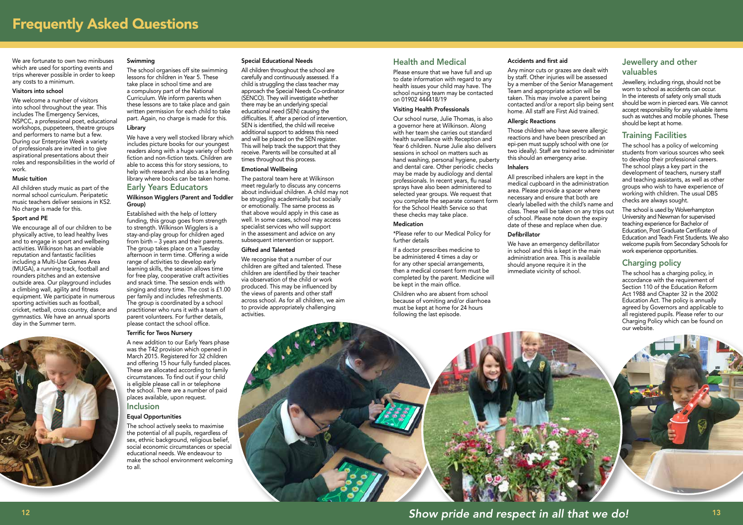# Frequently Asked Questions

We are fortunate to own two minibuses which are used for sporting events and trips wherever possible in order to keep any costs to a minimum.

### Visitors into school

We welcome a number of visitors into school throughout the year. This includes The Emergency Services, NSPCC, a professional poet, educational workshops, puppeteers, theatre groups and performers to name but a few. During our Enterprise Week a variety of professionals are invited in to give aspirational presentations about their roles and responsibilities in the world of work.

### Music tuition

All children study music as part of the normal school curriculum. Peripatetic music teachers deliver sessions in KS2. No charge is made for this.

### Sport and PE

We encourage all of our children to be physically active, to lead healthy lives and to engage in sport and wellbeing activities. Wilkinson has an enviable reputation and fantastic facilities including a Multi-Use Games Area (MUGA), a running track, football and rounders pitches and an extensive outside area. Our playground includes a climbing wall, agility and fitness equipment. We participate in numerous sporting activities such as football, cricket, netball, cross country, dance and gymnastics. We have an annual sports day in the Summer term.

### Swimming

The school organises off site swimming lessons for children in Year 5. These take place in school time and are a compulsory part of the National Curriculum. We inform parents when these lessons are to take place and gain written permission for each child to take part. Again, no charge is made for this.

### Library

We have a very well stocked library which includes picture books for our youngest readers along with a huge variety of both fiction and non-fiction texts. Children are able to access this for story sessions, to help with research and also as a lending library where books can be taken home.

## Early Years Educators

### Wilkinson Wigglers (Parent and Toddler Group)

Established with the help of lottery funding, this group goes from strength to strength. Wilkinson Wigglers is a stay-and-play group for children aged from birth – 3 years and their parents. The group takes place on a Tuesday afternoon in term time. Offering a wide range of activities to develop early learning skills, the session allows time for free play, cooperative craft activities and snack time. The session ends with singing and story time. The cost is £1.00 per family and includes refreshments. The group is coordinated by a school practitioner who runs it with a team of parent volunteers. For further details, please contact the school office.

### Terrific for Twos Nursery

A new addition to our Early Years phase was the T42 provision which opened in March 2015. Registered for 32 children and offering 15 hour fully funded places. These are allocated according to family circumstances. To find out if your child is eligible please call in or telephone the school. There are a number of paid places available, upon request.

## Inclusion

### Equal Opportunities

The school actively seeks to maximise the potential of all pupils, regardless of sex, ethnic background, religious belief, social economic circumstances or special educational needs. We endeavour to make the school environment welcoming to all.

### Special Educational Needs

All children throughout the school are carefully and continuously assessed. If a child is struggling the class teacher may approach the Special Needs Co-ordinator (SENCO). They will investigate whether there may be an underlying special educational need (SEN) causing the difficulties. If, after a period of intervention, SEN is identified, the child will receive additional support to address this need and will be placed on the SEN register. This will help track the support that they receive. Parents will be consulted at all times throughout this process.

### Emotional Wellbeing

The pastoral team here at Wilkinson meet regularly to discuss any concerns about individual children. A child may not be struggling academically but socially or emotionally. The same process as that above would apply in this case as well. In some cases, school may access specialist services who will support in the assessment and advice on any subsequent intervention or support.

### Gifted and Talented

We recognise that a number of our children are gifted and talented. These children are identified by their teacher via observation of the child or work produced. This may be influenced by the views of parents and other staff across school. As for all children, we aim to provide appropriately challenging activities.

## Health and Medical

Please ensure that we have full and up to date information with regard to any health issues your child may have. The school nursing team may be contacted on 01902 444418/19

### Visiting Health Professionals

Our school nurse, Julie Thomas, is also a governor here at Wilkinson. Along with her team she carries out standard health surveillance with Reception and Year 6 children. Nurse Julie also delivers sessions in school on matters such as hand washing, personal hygiene, puberty and dental care. Other periodic checks may be made by audiology and dental professionals. In recent years, flu nasal sprays have also been administered to selected year groups. We request that you complete the separate consent form for the School Health Service so that these checks may take place.

### Medication

*Please refer to our Medical Policy for further details

If a doctor prescribes medicine to be administered 4 times a day or for any other special arrangements, then a medical consent form must be completed by the parent. Medicine will be kept in the main office.

Children who are absent from school because of vomiting and/or diarrhoea must be kept at home for 24 hours following the last episode.

### Accidents and first aid

Any minor cuts or grazes are dealt with by staff. Other injuries will be assessed by a member of the Senior Management Team and appropriate action will be taken. This may involve a parent being contacted and/or a report slip being sent home. All staff are First Aid trained.

### Allergic Reactions

Those children who have severe allergic reactions and have been prescribed an epi-pen must supply school with one (or two ideally). Staff are trained to administer this should an emergency arise.

### Inhalers

All prescribed inhalers are kept in the medical cupboard in the administration area. Please provide a spacer where necessary and ensure that both are clearly labelled with the child's name and class. These will be taken on any trips out of school. Please note down the expiry date of these and replace when due.

### Defibrillator

We have an emergency defibrillator in school and this is kept in the main administration area. This is available should anyone require it in the immediate vicinity of school.

## Jewellery and other valuables

Jewellery, including rings, should not be worn to school as accidents can occur. In the interests of safety only small studs should be worn in pierced ears. We cannot accept responsibility for any valuable items such as watches and mobile phones. These should be kept at home.

## Training Facilities

The school has a policy of welcoming students from various sources who seek to develop their professional careers. The school plays a key part in the development of teachers, nursery staff and teaching assistants, as well as other groups who wish to have experience of working with children. The usual DBS checks are always sought.

The school is used by Wolverhampton University and Newman for supervised teaching experience for Bachelor of Education, Post Graduate Certificate of Education and Teach First Students. We also welcome pupils from Secondary Schools for work experience opportunities.

## Charging policy

The school has a charging policy, in accordance with the requirement of Section 110 of the Education Reform Act 1988 and Chapter 32 in the 2002 Education Act. The policy is annually agreed by Governors and applicable to all registered pupils. Please refer to our Charging Policy which can be found on our website.

*Show pride and respect in all that we do!*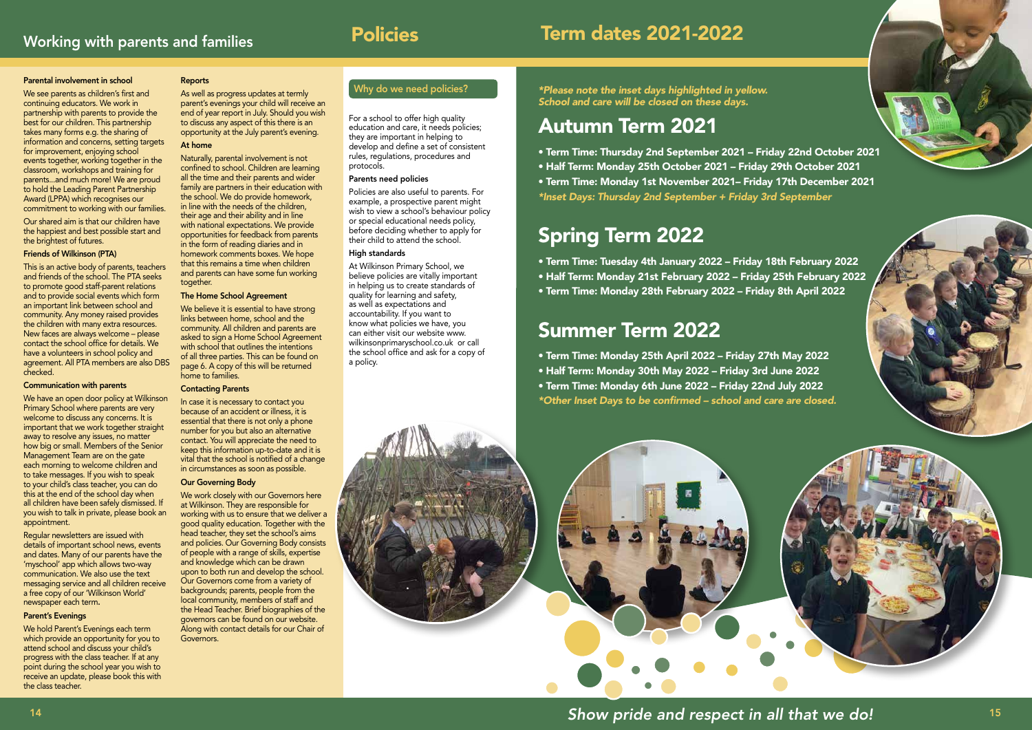## Working with parents and families

### Parental involvement in school

We see parents as children's first and continuing educators. We work in partnership with parents to provide the best for our children. This partnership takes many forms e.g. the sharing of information and concerns, setting targets for improvement, enjoying school events together, working together in the classroom, workshops and training for parents...and much more! We are proud to hold the Leading Parent Partnership Award (LPPA) which recognises our commitment to working with our families.

Our shared aim is that our children have the happiest and best possible start and the brightest of futures.

### Friends of Wilkinson (PTA)

This is an active body of parents, teachers and friends of the school. The PTA seeks to promote good staff-parent relations and to provide social events which form an important link between school and community. Any money raised provides the children with many extra resources. New faces are always welcome – please contact the school office for details. We have a volunteers in school policy and agreement. All PTA members are also DBS checked.

### Communication with parents

We have an open door policy at Wilkinson Primary School where parents are very welcome to discuss any concerns. It is important that we work together straight away to resolve any issues, no matter how big or small. Members of the Senior Management Team are on the gate each morning to welcome children and to take messages. If you wish to speak to your child's class teacher, you can do this at the end of the school day when all children have been safely dismissed. If you wish to talk in private, please book an appointment.

Regular newsletters are issued with details of important school news, events and dates. Many of our parents have the 'myschool' app which allows two-way communication. We also use the text messaging service and all children receive a free copy of our 'Wilkinson World' newspaper each term.

### Parent's Evenings

We hold Parent's Evenings each term which provide an opportunity for you to attend school and discuss your child's progress with the class teacher. If at any point during the school year you wish to receive an update, please book this with the class teacher.

### Reports

As well as progress updates at termly parent's evenings your child will receive an end of year report in July. Should you wish to discuss any aspect of this there is an opportunity at the July parent's evening.

### At home

Naturally, parental involvement is not confined to school. Children are learning all the time and their parents and wider family are partners in their education with the school. We do provide homework, in line with the needs of the children, their age and their ability and in line with national expectations. We provide opportunities for feedback from parents in the form of reading diaries and in homework comments boxes. We hope that this remains a time when children and parents can have some fun working together.

### The Home School Agreement

We believe it is essential to have strong links between home, school and the community. All children and parents are asked to sign a Home School Agreement with school that outlines the intentions of all three parties. This can be found on page 6. A copy of this will be returned home to families.

### Contacting Parents

In case it is necessary to contact you because of an accident or illness, it is essential that there is not only a phone number for you but also an alternative contact. You will appreciate the need to keep this information up-to-date and it is vital that the school is notified of a change in circumstances as soon as possible.

### Our Governing Body

We work closely with our Governors here at Wilkinson. They are responsible for working with us to ensure that we deliver a good quality education. Together with the head teacher, they set the school's aims and policies. Our Governing Body consists of people with a range of skills, expertise and knowledge which can be drawn upon to both run and develop the school. Our Governors come from a variety of backgrounds; parents, people from the local community, members of staff and the Head Teacher. Brief biographies of the governors can be found on our website. Along with contact details for our Chair of Governors.

## Policies

### Why do we need policies?

For a school to offer high quality education and care, it needs policies; they are important in helping to develop and define a set of consistent rules, regulations, procedures and protocols.

### Parents need policies

Policies are also useful to parents. For example, a prospective parent might wish to view a school's behaviour policy or special educational needs policy, before deciding whether to apply for their child to attend the school.

### High standards

At Wilkinson Primary School, we believe policies are vitally important in helping us to create standards of quality for learning and safety, as well as expectations and accountability. If you want to know what policies we have, you can either visit our website www.wilkinsonprimaryschool.co.uk or call the school office and ask for a copy of a policy.

## Term dates 2021-2022

*\*Please note the inset days highlighted in yellow. School and care will be closed on these days.*

### Autumn Term 2021

- Term Time: Thursday 2nd September 2021 – Friday 22nd October 2021
- Half Term: Monday 25th October 2021 – Friday 29th October 2021
- Term Time: Monday 1st November 2021– Friday 17th December 2021

*\*Inset Days: Thursday 2nd September + Friday 3rd September*

### Spring Term 2022

- Term Time: Tuesday 4th January 2022 – Friday 18th February 2022
- Half Term: Monday 21st February 2022 – Friday 25th February 2022
- Term Time: Monday 28th February 2022 – Friday 8th April 2022

### Summer Term 2022

- Term Time: Monday 25th April 2022 – Friday 27th May 2022
- Half Term: Monday 30th May 2022 – Friday 3rd June 2022
- Term Time: Monday 6th June 2022 – Friday 22nd July 2022

*\*Other Inset Days to be confirmed – school and care are closed.*

*Show pride and respect in all that we do!*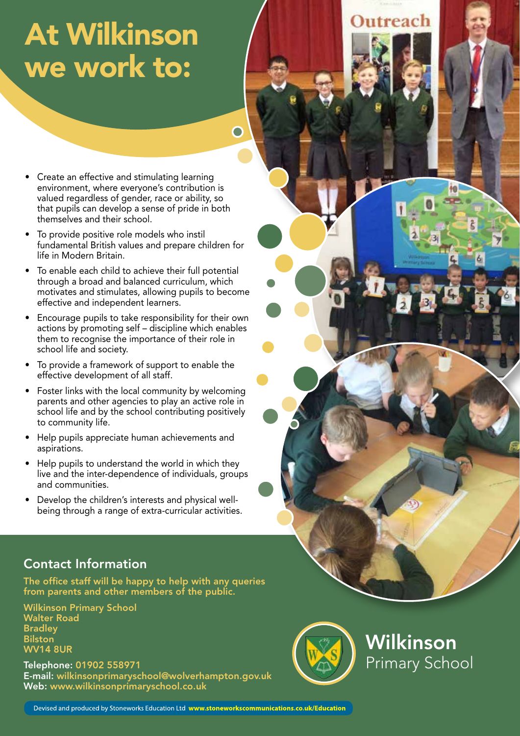# At Wilkinson we work to:

- Create an effective and stimulating learning environment, where everyone's contribution is valued regardless of gender, race or ability, so that pupils can develop a sense of pride in both themselves and their school.
- To provide positive role models who instil fundamental British values and prepare children for life in Modern Britain.
- To enable each child to achieve their full potential through a broad and balanced curriculum, which motivates and stimulates, allowing pupils to become effective and independent learners.
- Encourage pupils to take responsibility for their own actions by promoting self – discipline which enables them to recognise the importance of their role in school life and society.
- To provide a framework of support to enable the effective development of all staff.
- Foster links with the local community by welcoming parents and other agencies to play an active role in school life and by the school contributing positively to community life.
- Help pupils appreciate human achievements and aspirations.
- Help pupils to understand the world in which they live and the inter-dependence of individuals, groups and communities.
- Develop the children's interests and physical well-being through a range of extra-curricular activities.

## Contact Information

The office staff will be happy to help with any queries from parents and other members of the public.

Wilkinson Primary School
Walter Road
Bradley
Bilston
WV14 8UR

**Telephone:** 01902 558971
**E-mail:** wilkinsonprimaryschool@wolverhampton.gov.uk
**Web:** www.wilkinsonprimaryschool.co.uk

**Wilkinson**
Primary School

Devised and produced by Stoneworks Education Ltd **www.stoneworkscommunications.co.uk/Education**